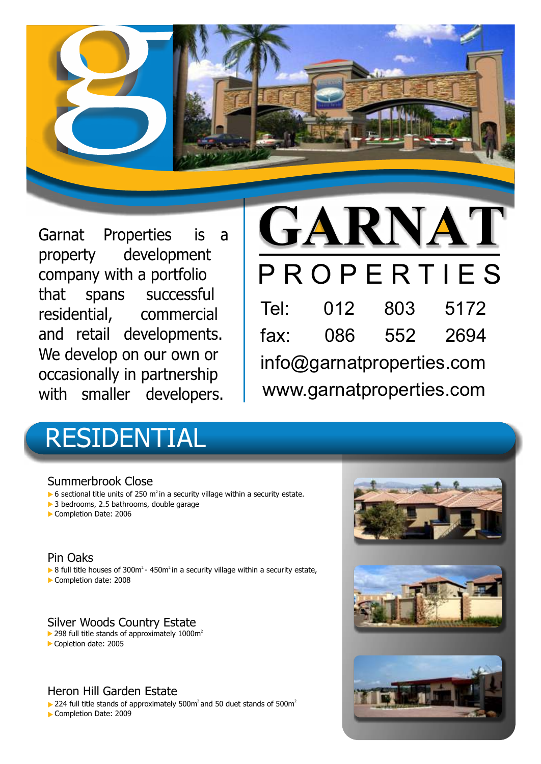# GARNAT PROPERTIES

Garnat Properties is a property development company with a portfolio that spans successful residential, commercial and retail developments. We develop on our own or occasionally in partnership with smaller developers.

Tel: 012 803 5172
fax: 086 552 2694
info@garnatproperties.com
www.garnatproperties.com

## RESIDENTIAL

### Summerbrook Close

- 6 sectional title units of 250 $m^2$ in a security village within a security estate.
- 3 bedrooms, 2.5 bathrooms, double garage
- Completion Date: 2006

### Pin Oaks

- 8 full title houses of 300$m^2$ - 450$m^2$ in a security village within a security estate,
- Completion date: 2008

### Silver Woods Country Estate

- 298 full title stands of approximately 1000$m^2$
- Copletion date: 2005

### Heron Hill Garden Estate

- 224 full title stands of approximately 500$m^2$ and 50 duet stands of 500$m^2$
- Completion Date: 2009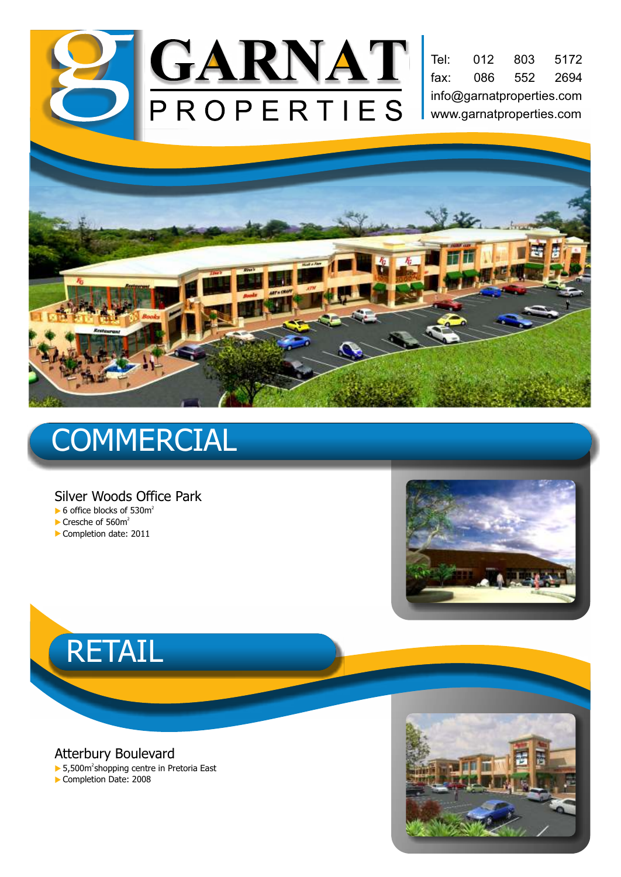# GARNAT PROPERTIES

Tel: 012 803 5172
fax: 086 552 2694
info@garnatproperties.com
www.garnatproperties.com

## COMMERCIAL

### Silver Woods Office Park

- 6 office blocks of 530m$^2$
- Cresche of 560m$^2$
- Completion date: 2011

## RETAIL

### Atterbury Boulevard

- 5,500m$^2$ shopping centre in Pretoria East
- Completion Date: 2008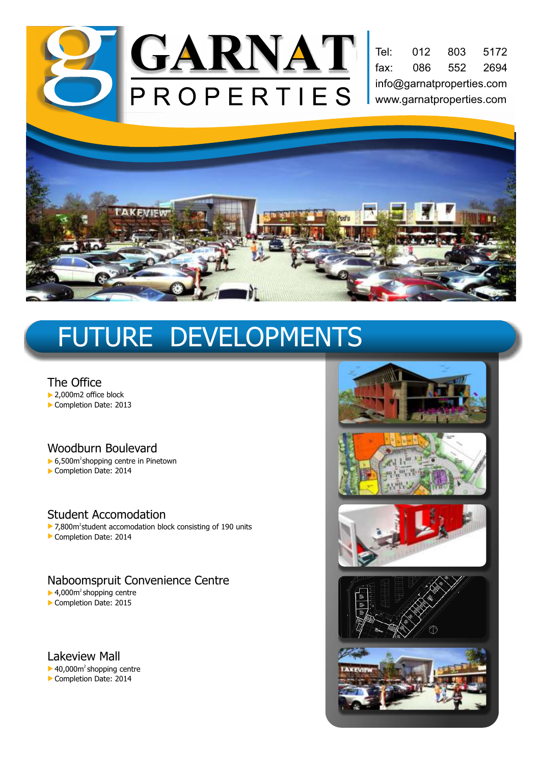# GARNAT PROPERTIES

Tel: 012 803 5172
fax: 086 552 2694
info@garnatproperties.com
www.garnatproperties.com

## FUTURE DEVELOPMENTS

### The Office

- 2,000m2 office block
- Completion Date: 2013

### Woodburn Boulevard

- 6,500m$^2$ shopping centre in Pinetown
- Completion Date: 2014

### Student Accomodation

- 7,800m$^2$ student accomodation block consisting of 190 units
- Completion Date: 2014

### Naboomspruit Convenience Centre

- 4,000m$^2$ shopping centre
- Completion Date: 2015

### Lakeview Mall

- 40,000m$^2$ shopping centre
- Completion Date: 2014